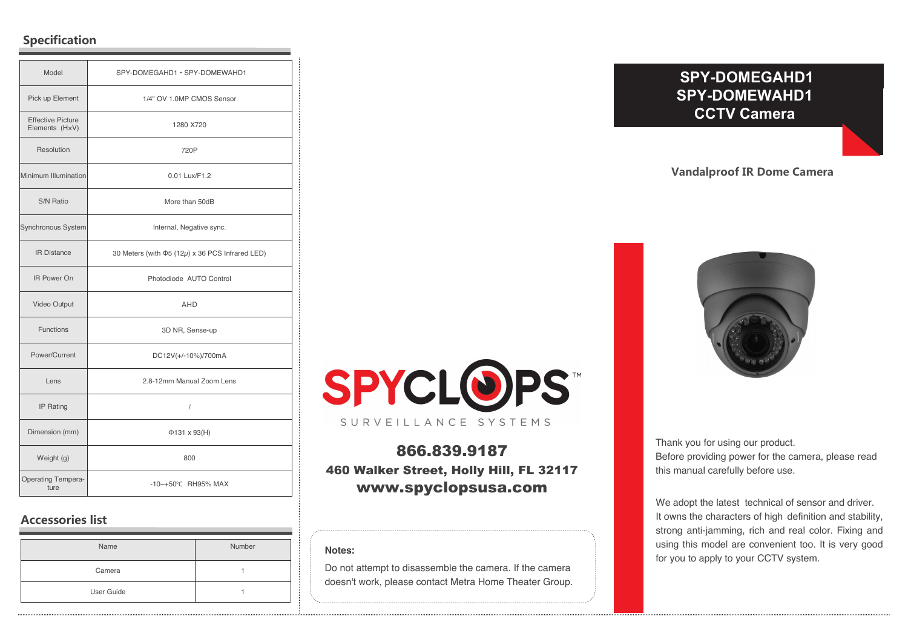## Specification

| | |
|---|---|
| Model | SPY-DOMEGAHD1 • SPY-DOMEWAHD1 |
| Pick up Element | 1/4" OV 1.0MP CMOS Sensor |
| Effective Picture Elements (H×V) | 1280 X720 |
| Resolution | 720P |
| Minimum Illumination | 0.01 Lux/F1.2 |
| S/N Ratio | More than 50dB |
| Synchronous System | Internal, Negative sync. |
| IR Distance | 30 Meters (with Φ5 (12μ) x 36 PCS Infrared LED) |
| IR Power On | Photodiode AUTO Control |
| Video Output | AHD |
| Functions | 3D NR, Sense-up |
| Power/Current | DC12V(+/-10%)/700mA |
| Lens | 2.8-12mm Manual Zoom Lens |
| IP Rating | / |
| Dimension (mm) | Φ131 x 93(H) |
| Weight (g) | 800 |
| Operating Temperature | -10~+50℃ RH95% MAX |

## Accessories list

| Name | Number |
|---|---|
| Camera | 1 |
| User Guide | 1 |

SPYCLOPS™
SURVEILLANCE SYSTEMS

**866.839.9187**
**460 Walker Street, Holly Hill, FL 32117**
**www.spyclopsusa.com**

**Notes:**

Do not attempt to disassemble the camera. If the camera doesn't work, please contact Metra Home Theater Group.

# SPY-DOMEGAHD1 SPY-DOMEWAHD1 CCTV Camera

**Vandalproof IR Dome Camera**

Thank you for using our product.
Before providing power for the camera, please read this manual carefully before use.

We adopt the latest technical of sensor and driver. It owns the characters of high definition and stability, strong anti-jamming, rich and real color. Fixing and using this model are convenient too. It is very good for you to apply to your CCTV system.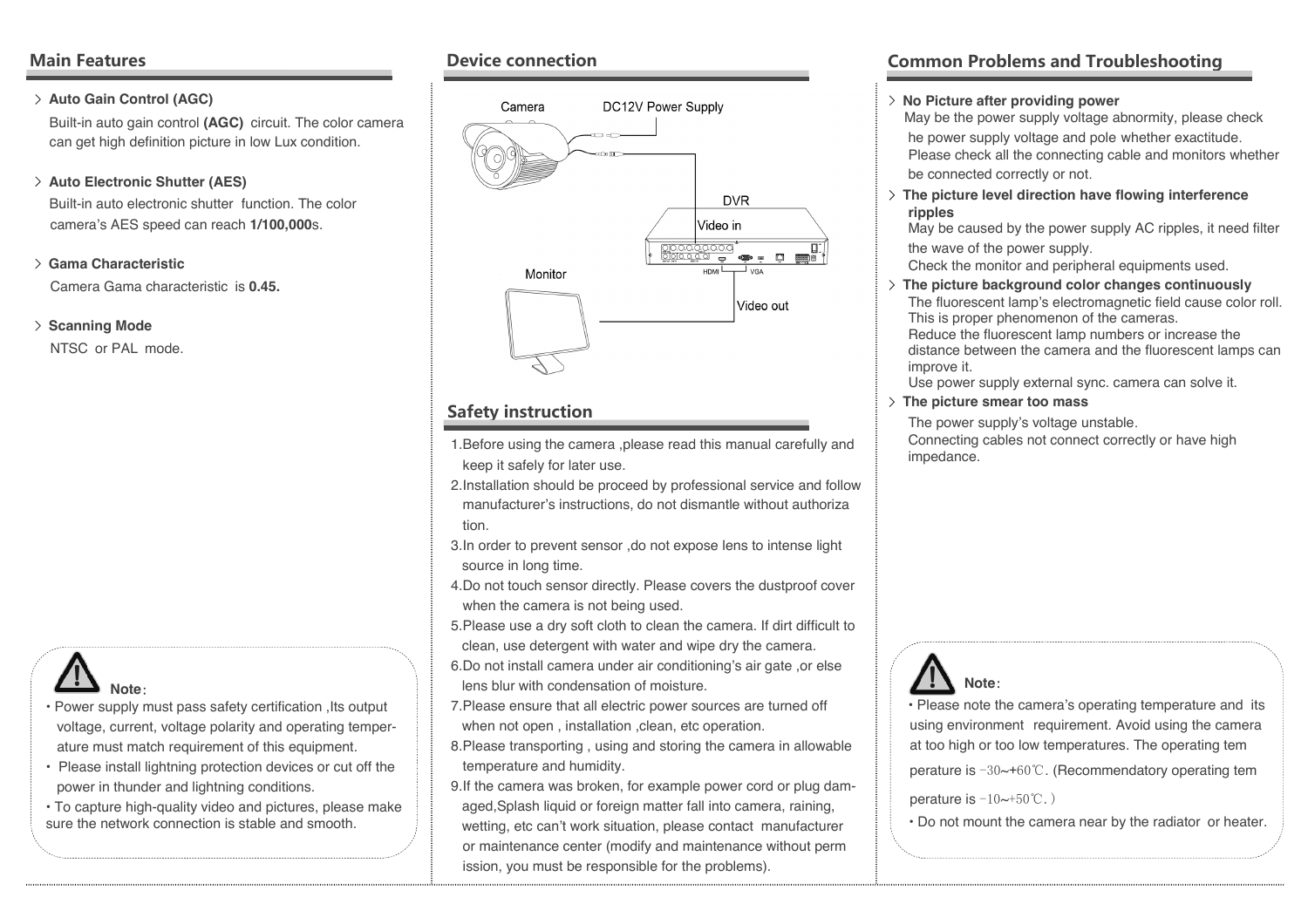## Main Features

**Auto Gain Control (AGC)**

Built-in auto gain control **(AGC)** circuit. The color camera can get high definition picture in low Lux condition.

**Auto Electronic Shutter (AES)**

Built-in auto electronic shutter function. The color camera's AES speed can reach **1/100,000**s.

**Gama Characteristic**

Camera Gama characteristic is **0.45.**

**Scanning Mode**

NTSC or PAL mode.

**Note**:

- Power supply must pass safety certification ,Its output voltage, current, voltage polarity and operating temperature must match requirement of this equipment.
- Please install lightning protection devices or cut off the power in thunder and lightning conditions.
- To capture high-quality video and pictures, please make sure the network connection is stable and smooth.

## Device connection

Camera
DC12V Power Supply
DVR
Video in
HDMI
VGA
Monitor
Video out

## Safety instruction

1. Before using the camera ,please read this manual carefully and keep it safely for later use.
2. Installation should be proceed by professional service and follow manufacturer's instructions, do not dismantle without authorization.
3. In order to prevent sensor ,do not expose lens to intense light source in long time.
4. Do not touch sensor directly. Please covers the dustproof cover when the camera is not being used.
5. Please use a dry soft cloth to clean the camera. If dirt difficult to clean, use detergent with water and wipe dry the camera.
6. Do not install camera under air conditioning's air gate ,or else lens blur with condensation of moisture.
7. Please ensure that all electric power sources are turned off when not open , installation ,clean, etc operation.
8. Please transporting , using and storing the camera in allowable temperature and humidity.
9. If the camera was broken, for example power cord or plug damaged,Splash liquid or foreign matter fall into camera, raining, wetting, etc can't work situation, please contact manufacturer or maintenance center (modify and maintenance without permission, you must be responsible for the problems).

## Common Problems and Troubleshooting

**No Picture after providing power**

May be the power supply voltage abnormity, please check he power supply voltage and pole whether exactitude.
Please check all the connecting cable and monitors whether be connected correctly or not.

**The picture level direction have flowing interference ripples**

May be caused by the power supply AC ripples, it need filter the wave of the power supply.
Check the monitor and peripheral equipments used.

**The picture background color changes continuously**

The fluorescent lamp's electromagnetic field cause color roll. This is proper phenomenon of the cameras.
Reduce the fluorescent lamp numbers or increase the distance between the camera and the fluorescent lamps can improve it.
Use power supply external sync. camera can solve it.

**The picture smear too mass**

The power supply's voltage unstable.
Connecting cables not connect correctly or have high impedance.

**Note**:

- Please note the camera's operating temperature and its using environment requirement. Avoid using the camera at too high or too low temperatures. The operating temperature is -30~+60℃. (Recommendatory operating temperature is -10~+50℃.)
- Do not mount the camera near by the radiator or heater.